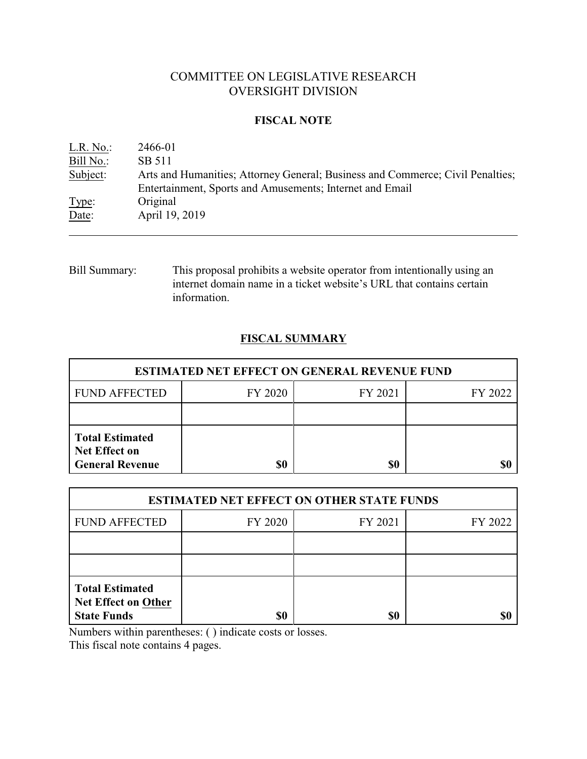# COMMITTEE ON LEGISLATIVE RESEARCH
# OVERSIGHT DIVISION

## FISCAL NOTE

L.R. No.: 2466-01
Bill No.: SB 511
Subject: Arts and Humanities; Attorney General; Business and Commerce; Civil Penalties; Entertainment, Sports and Amusements; Internet and Email
Type: Original
Date: April 19, 2019

---

Bill Summary: This proposal prohibits a website operator from intentionally using an internet domain name in a ticket website's URL that contains certain information.

## FISCAL SUMMARY

| ESTIMATED NET EFFECT ON GENERAL REVENUE FUND | | | |
|---|---|---|---|
| FUND AFFECTED | FY 2020 | FY 2021 | FY 2022 |
| | | | |
| **Total Estimated Net Effect on General Revenue** | **$0** | **$0** | **$0** |

| ESTIMATED NET EFFECT ON OTHER STATE FUNDS | | | |
|---|---|---|---|
| FUND AFFECTED | FY 2020 | FY 2021 | FY 2022 |
| | | | |
| | | | |
| **Total Estimated Net Effect on Other State Funds** | **$0** | **$0** | **$0** |

Numbers within parentheses: ( ) indicate costs or losses.
This fiscal note contains 4 pages.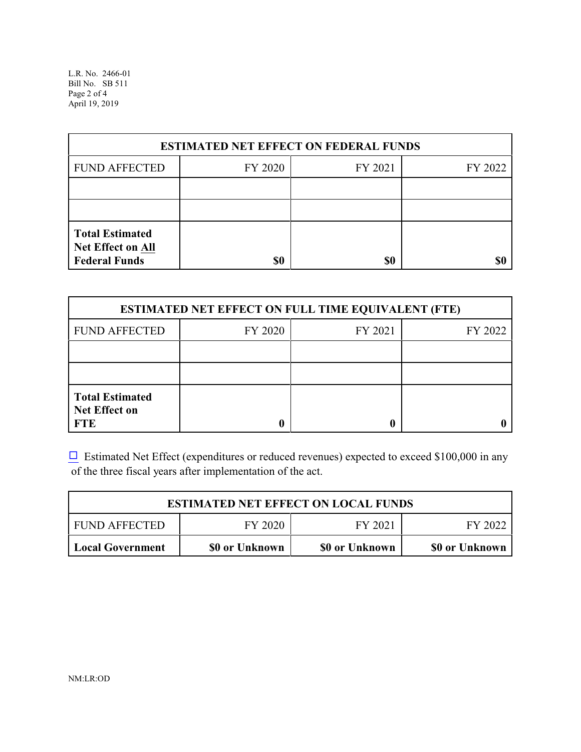| ESTIMATED NET EFFECT ON FEDERAL FUNDS | | | |
|---|---|---|---|
| FUND AFFECTED | FY 2020 | FY 2021 | FY 2022 |
| | | | |
| | | | |
| **Total Estimated Net Effect on All Federal Funds** | **$0** | **$0** | **$0** |

| ESTIMATED NET EFFECT ON FULL TIME EQUIVALENT (FTE) | | | |
|---|---|---|---|
| FUND AFFECTED | FY 2020 | FY 2021 | FY 2022 |
| | | | |
| | | | |
| **Total Estimated Net Effect on FTE** | **0** | **0** | **0** |

☐ Estimated Net Effect (expenditures or reduced revenues) expected to exceed $100,000 in any of the three fiscal years after implementation of the act.

| ESTIMATED NET EFFECT ON LOCAL FUNDS | | | |
|---|---|---|---|
| FUND AFFECTED | FY 2020 | FY 2021 | FY 2022 |
| **Local Government** | **$0 or Unknown** | **$0 or Unknown** | **$0 or Unknown** |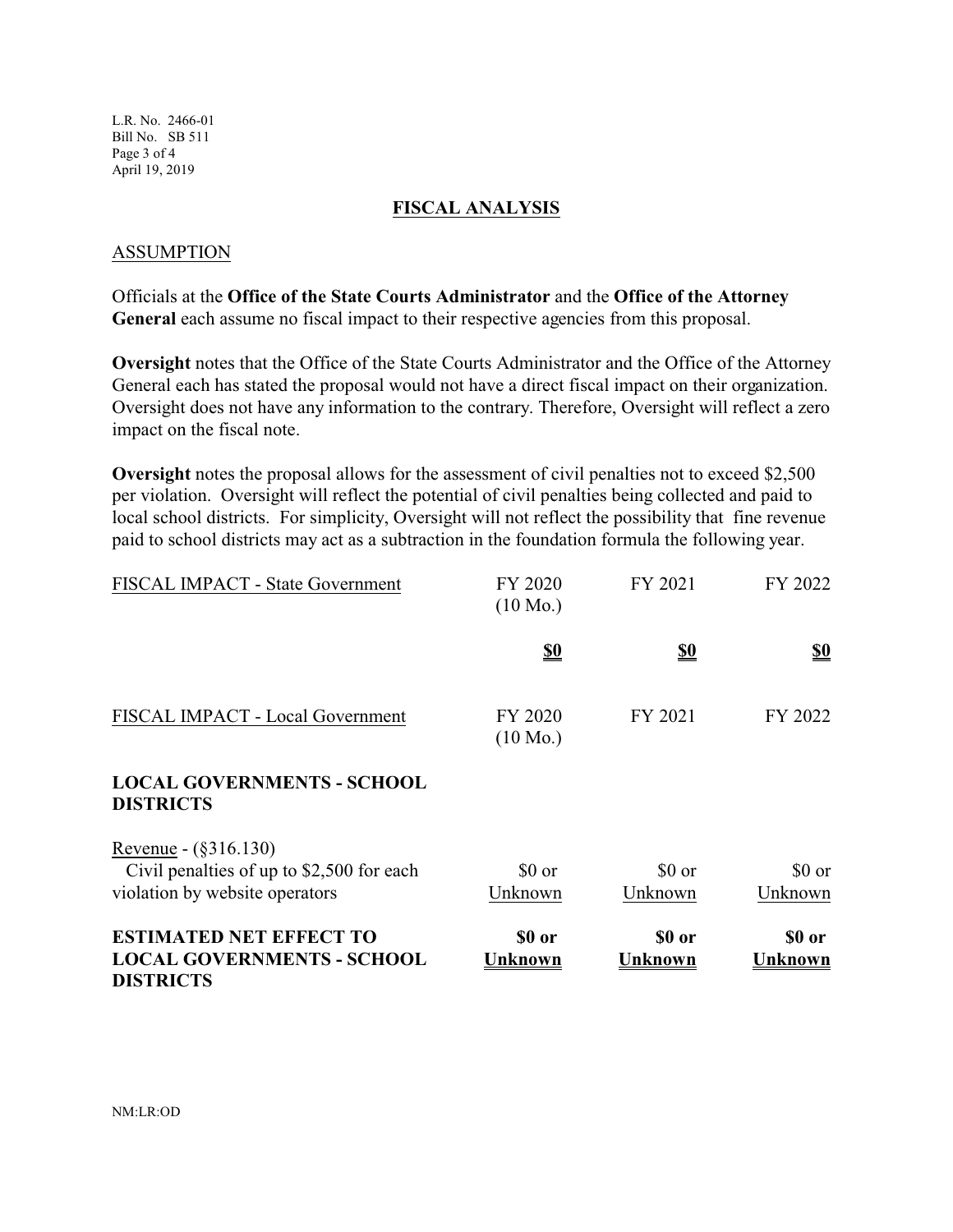## FISCAL ANALYSIS

### ASSUMPTION

Officials at the **Office of the State Courts Administrator** and the **Office of the Attorney General** each assume no fiscal impact to their respective agencies from this proposal.

**Oversight** notes that the Office of the State Courts Administrator and the Office of the Attorney General each has stated the proposal would not have a direct fiscal impact on their organization. Oversight does not have any information to the contrary. Therefore, Oversight will reflect a zero impact on the fiscal note.

**Oversight** notes the proposal allows for the assessment of civil penalties not to exceed $2,500 per violation. Oversight will reflect the potential of civil penalties being collected and paid to local school districts. For simplicity, Oversight will not reflect the possibility that fine revenue paid to school districts may act as a subtraction in the foundation formula the following year.

| FISCAL IMPACT - State Government | FY 2020 (10 Mo.) | FY 2021 | FY 2022 |
|---|---|---|---|
| | **$0** | **$0** | **$0** |

| FISCAL IMPACT - Local Government | FY 2020 (10 Mo.) | FY 2021 | FY 2022 |
|---|---|---|---|
| **LOCAL GOVERNMENTS - SCHOOL DISTRICTS** | | | |
| Revenue - (§316.130) Civil penalties of up to $2,500 for each violation by website operators | $0 or Unknown | $0 or Unknown | $0 or Unknown |
| **ESTIMATED NET EFFECT TO LOCAL GOVERNMENTS - SCHOOL DISTRICTS** | **$0 or Unknown** | **$0 or Unknown** | **$0 or Unknown** |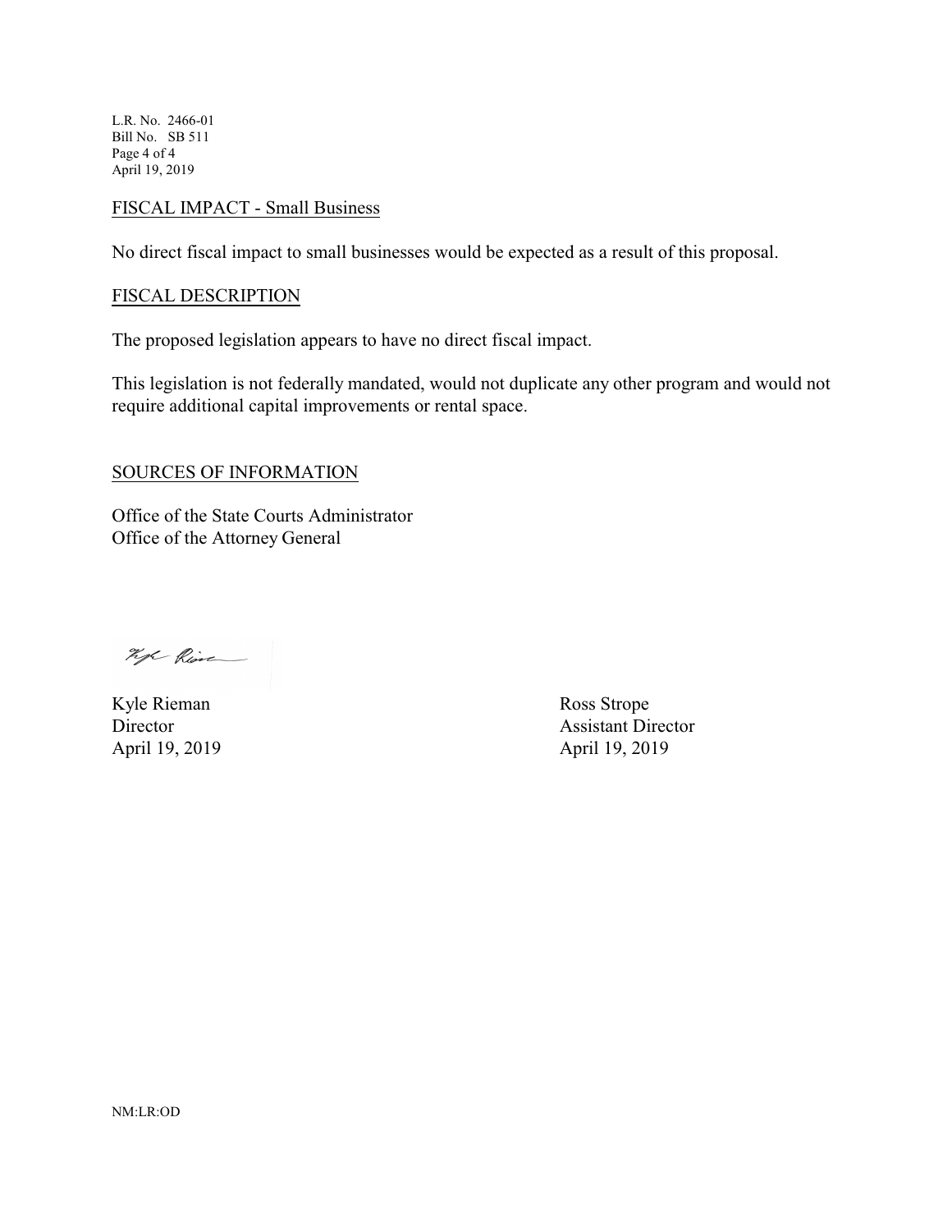FISCAL IMPACT - Small Business

No direct fiscal impact to small businesses would be expected as a result of this proposal.

FISCAL DESCRIPTION

The proposed legislation appears to have no direct fiscal impact.

This legislation is not federally mandated, would not duplicate any other program and would not require additional capital improvements or rental space.

SOURCES OF INFORMATION

Office of the State Courts Administrator
Office of the Attorney General

Kyle Rieman
Director
April 19, 2019

Ross Strope
Assistant Director
April 19, 2019

NM:LR:OD